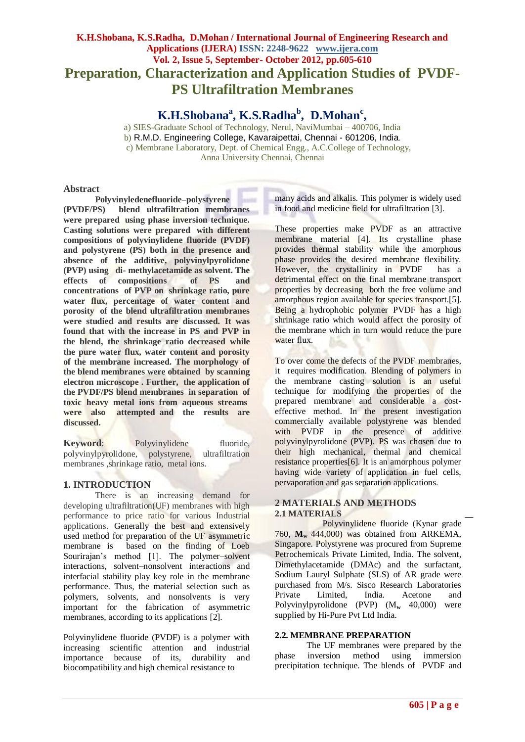# Preparation, Characterization and Application Studies of PVDF-PS Ultrafiltration Membranes

## K.H.Shobana[a], K.S.Radha[b], D.Mohan[c],

a) SIES-Graduate School of Technology, Nerul, NaviMumbai – 400706, India
b) R.M.D. Engineering College, Kavaraipettai, Chennai - 601206, India.
c) Membrane Laboratory, Dept. of Chemical Engg., A.C.College of Technology, Anna University Chennai, Chennai

### Abstract

**Polyvinyledenefluoride–polystyrene (PVDF/PS) blend ultrafiltration membranes were prepared using phase inversion technique. Casting solutions were prepared with different compositions of polyvinylidene fluoride (PVDF) and polystyrene (PS) both in the presence and absence of the additive, polyvinylpyrolidone (PVP) using di- methylacetamide as solvent. The effects of compositions of PS and concentrations of PVP on shrinkage ratio, pure water flux, percentage of water content and porosity of the blend ultrafiltration membranes were studied and results are discussed. It was found that with the increase in PS and PVP in the blend, the shrinkage ratio decreased while the pure water flux, water content and porosity of the membrane increased. The morphology of the blend membranes were obtained by scanning electron microscope . Further, the application of the PVDF/PS blend membranes in separation of toxic heavy metal ions from aqueous streams were also attempted and the results are discussed.**

**Keyword**: Polyvinylidene fluoride, polyvinylpyrolidone, polystyrene, ultrafiltration membranes ,shrinkage ratio, metal ions.

### 1. INTRODUCTION

There is an increasing demand for developing ultrafiltration(UF) membranes with high performance to price ratio for various Industrial applications. Generally the best and extensively used method for preparation of the UF asymmetric membrane is based on the finding of Loeb Sourirajan's method [1]. The polymer–solvent interactions, solvent–nonsolvent interactions and interfacial stability play key role in the membrane performance. Thus, the material selection such as polymers, solvents, and nonsolvents is very important for the fabrication of asymmetric membranes, according to its applications [2].

Polyvinylidene fluoride (PVDF) is a polymer with increasing scientific attention and industrial importance because of its, durability and biocompatibility and high chemical resistance to many acids and alkalis. This polymer is widely used in food and medicine field for ultrafiltration [3].

These properties make PVDF as an attractive membrane material [4]. Its crystalline phase provides thermal stability while the amorphous phase provides the desired membrane flexibility. However, the crystallinity in PVDF has a detrimental effect on the final membrane transport properties by decreasing both the free volume and amorphous region available for species transport.[5]. Being a hydrophobic polymer PVDF has a high shrinkage ratio which would affect the porosity of the membrane which in turn would reduce the pure water flux.

To over come the defects of the PVDF membranes, it requires modification. Blending of polymers in the membrane casting solution is an useful technique for modifying the properties of the prepared membrane and considerable a cost-effective method. In the present investigation commercially available polystyrene was blended with PVDF in the presence of additive polyvinylpyrolidone (PVP). PS was chosen due to their high mechanical, thermal and chemical resistance properties[6]. It is an amorphous polymer having wide variety of application in fuel cells, pervaporation and gas separation applications.

### 2 MATERIALS AND METHODS

#### 2.1 MATERIALS

Polyvinylidene fluoride (Kynar grade 760, $\mathbf{M_w}$ 444,000) was obtained from ARKEMA, Singapore. Polystyrene was procured from Supreme Petrochemicals Private Limited, India. The solvent, Dimethylacetamide (DMAc) and the surfactant, Sodium Lauryl Sulphate (SLS) of AR grade were purchased from M/s. Sisco Research Laboratories Private Limited, India. Acetone and Polyvinylpyrolidone (PVP) ($M_w$ 40,000) were supplied by Hi-Pure Pvt Ltd India.

#### 2.2. MEMBRANE PREPARATION

The UF membranes were prepared by the phase inversion method using immersion precipitation technique. The blends of PVDF and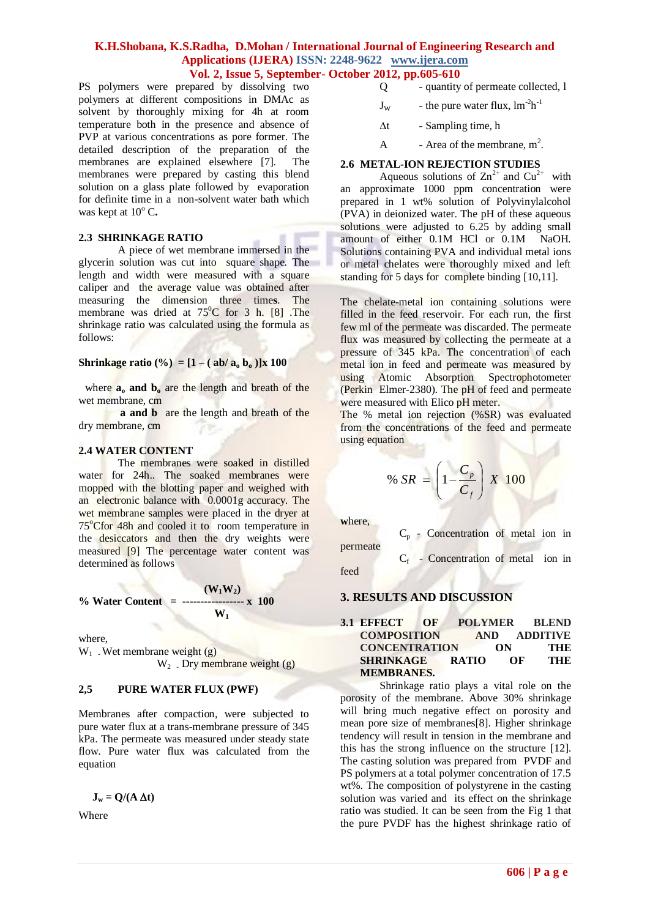PS polymers were prepared by dissolving two polymers at different compositions in DMAc as solvent by thoroughly mixing for 4h at room temperature both in the presence and absence of PVP at various concentrations as pore former. The detailed description of the preparation of the membranes are explained elsewhere [7]. The membranes were prepared by casting this blend solution on a glass plate followed by evaporation for definite time in a non-solvent water bath which was kept at $10^{o}$ C.

## 2.3 SHRINKAGE RATIO

A piece of wet membrane immersed in the glycerin solution was cut into square shape. The length and width were measured with a square caliper and the average value was obtained after measuring the dimension three times. The membrane was dried at $75^{0}$C for 3 h. [8] .The shrinkage ratio was calculated using the formula as follows:

$$\text{Shrinkage ratio (\%)} = [1 - ( ab/ a_o\, b_o )]\text{x } 100$$

where $a_o$ and $b_o$ are the length and breath of the wet membrane, cm

**a and b** are the length and breath of the dry membrane, cm

## 2.4 WATER CONTENT

The membranes were soaked in distilled water for 24h.. The soaked membranes were mopped with the blotting paper and weighed with an electronic balance with 0.0001g accuracy. The wet membrane samples were placed in the dryer at $75^{o}$Cfor 48h and cooled it to room temperature in the desiccators and then the dry weights were measured [9] The percentage water content was determined as follows

$$\text{\% Water Content} = \frac{(W_1 W_2)}{W_1} \text{ x } 100$$

where,
$W_1$ - Wet membrane weight (g)
$W_2$ - Dry membrane weight (g)

## 2,5 PURE WATER FLUX (PWF)

Membranes after compaction, were subjected to pure water flux at a trans-membrane pressure of 345 kPa. The permeate was measured under steady state flow. Pure water flux was calculated from the equation

$$J_w = Q/(A\,\Delta t)$$

Where

Q - quantity of permeate collected, l

$J_W$ - the pure water flux, $lm^{-2}h^{-1}$

$\Delta t$ - Sampling time, h

A - Area of the membrane, $m^2$.

## 2.6 METAL-ION REJECTION STUDIES

Aqueous solutions of $Zn^{2+}$ and $Cu^{2+}$ with an approximate 1000 ppm concentration were prepared in 1 wt% solution of Polyvinylalcohol (PVA) in deionized water. The pH of these aqueous solutions were adjusted to 6.25 by adding small amount of either 0.1M HCl or 0.1M NaOH. Solutions containing PVA and individual metal ions or metal chelates were thoroughly mixed and left standing for 5 days for complete binding [10,11].

The chelate-metal ion containing solutions were filled in the feed reservoir. For each run, the first few ml of the permeate was discarded. The permeate flux was measured by collecting the permeate at a pressure of 345 kPa. The concentration of each metal ion in feed and permeate was measured by using Atomic Absorption Spectrophotometer (Perkin Elmer-2380). The pH of feed and permeate were measured with Elico pH meter.

The % metal ion rejection (%SR) was evaluated from the concentrations of the feed and permeate using equation

$$\% \, SR = \left(1 - \frac{C_p}{C_f}\right) X \;\; 100$$

where,

$C_p$ - Concentration of metal ion in permeate

$C_f$ - Concentration of metal ion in feed

# 3. RESULTS AND DISCUSSION

## 3.1 EFFECT OF POLYMER BLEND COMPOSITION AND ADDITIVE CONCENTRATION ON THE SHRINKAGE RATIO OF THE MEMBRANES.

Shrinkage ratio plays a vital role on the porosity of the membrane. Above 30% shrinkage will bring much negative effect on porosity and mean pore size of membranes[8]. Higher shrinkage tendency will result in tension in the membrane and this has the strong influence on the structure [12]. The casting solution was prepared from PVDF and PS polymers at a total polymer concentration of 17.5 wt%. The composition of polystyrene in the casting solution was varied and its effect on the shrinkage ratio was studied. It can be seen from the Fig 1 that the pure PVDF has the highest shrinkage ratio of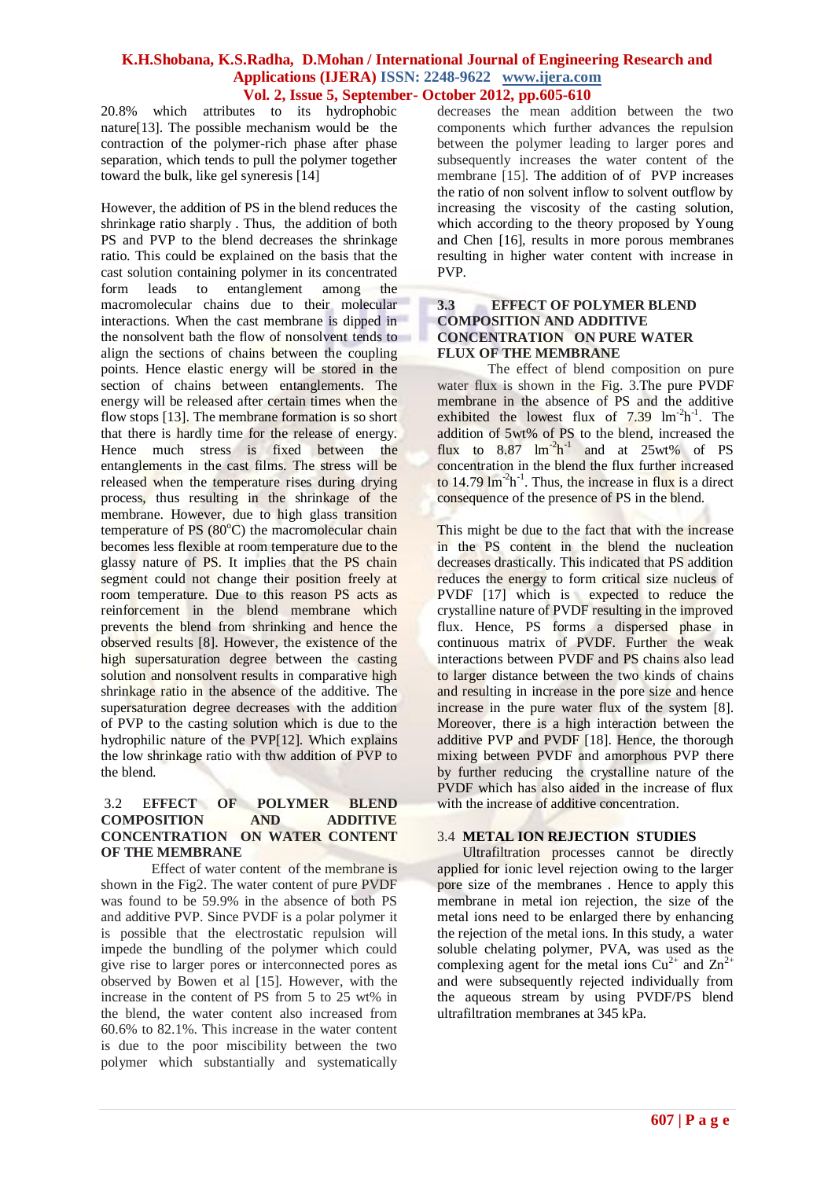20.8% which attributes to its hydrophobic nature[13]. The possible mechanism would be the contraction of the polymer-rich phase after phase separation, which tends to pull the polymer together toward the bulk, like gel syneresis [14]

However, the addition of PS in the blend reduces the shrinkage ratio sharply . Thus, the addition of both PS and PVP to the blend decreases the shrinkage ratio. This could be explained on the basis that the cast solution containing polymer in its concentrated form leads to entanglement among the macromolecular chains due to their molecular interactions. When the cast membrane is dipped in the nonsolvent bath the flow of nonsolvent tends to align the sections of chains between the coupling points. Hence elastic energy will be stored in the section of chains between entanglements. The energy will be released after certain times when the flow stops [13]. The membrane formation is so short that there is hardly time for the release of energy. Hence much stress is fixed between the entanglements in the cast films. The stress will be released when the temperature rises during drying process, thus resulting in the shrinkage of the membrane. However, due to high glass transition temperature of PS (80°C) the macromolecular chain becomes less flexible at room temperature due to the glassy nature of PS. It implies that the PS chain segment could not change their position freely at room temperature. Due to this reason PS acts as reinforcement in the blend membrane which prevents the blend from shrinking and hence the observed results [8]. However, the existence of the high supersaturation degree between the casting solution and nonsolvent results in comparative high shrinkage ratio in the absence of the additive. The supersaturation degree decreases with the addition of PVP to the casting solution which is due to the hydrophilic nature of the PVP[12]. Which explains the low shrinkage ratio with thw addition of PVP to the blend.

### 3.2 EFFECT OF POLYMER BLEND COMPOSITION AND ADDITIVE CONCENTRATION ON WATER CONTENT OF THE MEMBRANE

Effect of water content of the membrane is shown in the Fig2. The water content of pure PVDF was found to be 59.9% in the absence of both PS and additive PVP. Since PVDF is a polar polymer it is possible that the electrostatic repulsion will impede the bundling of the polymer which could give rise to larger pores or interconnected pores as observed by Bowen et al [15]. However, with the increase in the content of PS from 5 to 25 wt% in the blend, the water content also increased from 60.6% to 82.1%. This increase in the water content is due to the poor miscibility between the two polymer which substantially and systematically decreases the mean addition between the two components which further advances the repulsion between the polymer leading to larger pores and subsequently increases the water content of the membrane [15]. The addition of of PVP increases the ratio of non solvent inflow to solvent outflow by increasing the viscosity of the casting solution, which according to the theory proposed by Young and Chen [16], results in more porous membranes resulting in higher water content with increase in PVP.

### 3.3 EFFECT OF POLYMER BLEND COMPOSITION AND ADDITIVE CONCENTRATION ON PURE WATER FLUX OF THE MEMBRANE

The effect of blend composition on pure water flux is shown in the Fig. 3.The pure PVDF membrane in the absence of PS and the additive exhibited the lowest flux of 7.39 $lm^{-2}h^{-1}$. The addition of 5wt% of PS to the blend, increased the flux to 8.87 $lm^{-2}h^{-1}$ and at 25wt% of PS concentration in the blend the flux further increased to 14.79 $lm^{-2}h^{-1}$. Thus, the increase in flux is a direct consequence of the presence of PS in the blend.

This might be due to the fact that with the increase in the PS content in the blend the nucleation decreases drastically. This indicated that PS addition reduces the energy to form critical size nucleus of PVDF [17] which is expected to reduce the crystalline nature of PVDF resulting in the improved flux. Hence, PS forms a dispersed phase in continuous matrix of PVDF. Further the weak interactions between PVDF and PS chains also lead to larger distance between the two kinds of chains and resulting in increase in the pore size and hence increase in the pure water flux of the system [8]. Moreover, there is a high interaction between the additive PVP and PVDF [18]. Hence, the thorough mixing between PVDF and amorphous PVP there by further reducing the crystalline nature of the PVDF which has also aided in the increase of flux with the increase of additive concentration.

### 3.4 METAL ION REJECTION STUDIES

Ultrafiltration processes cannot be directly applied for ionic level rejection owing to the larger pore size of the membranes . Hence to apply this membrane in metal ion rejection, the size of the metal ions need to be enlarged there by enhancing the rejection of the metal ions. In this study, a water soluble chelating polymer, PVA, was used as the complexing agent for the metal ions $Cu^{2+}$ and $Zn^{2+}$ and were subsequently rejected individually from the aqueous stream by using PVDF/PS blend ultrafiltration membranes at 345 kPa.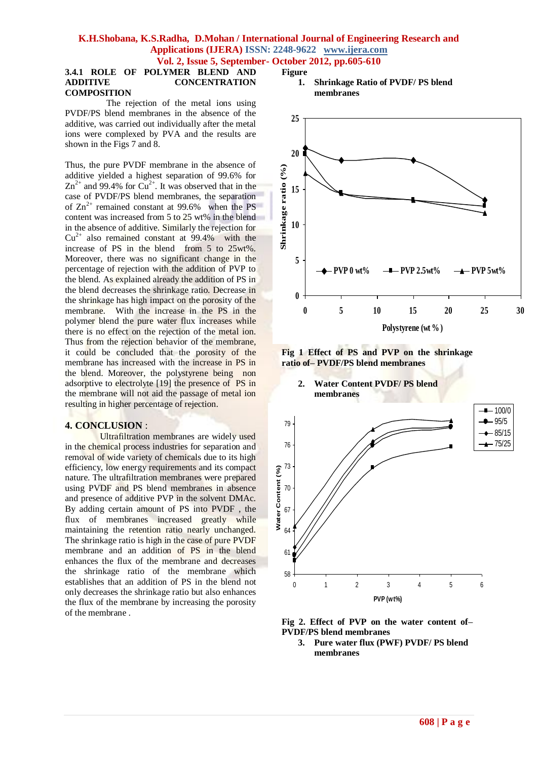### 3.4.1 ROLE OF POLYMER BLEND AND ADDITIVE CONCENTRATION COMPOSITION

The rejection of the metal ions using PVDF/PS blend membranes in the absence of the additive, was carried out individually after the metal ions were complexed by PVA and the results are shown in the Figs 7 and 8.

Thus, the pure PVDF membrane in the absence of additive yielded a highest separation of 99.6% for $Zn^{2+}$ and 99.4% for $Cu^{2+}$. It was observed that in the case of PVDF/PS blend membranes, the separation of $Zn^{2+}$ remained constant at 99.6% when the PS content was increased from 5 to 25 wt% in the blend in the absence of additive. Similarly the rejection for $Cu^{2+}$ also remained constant at 99.4% with the increase of PS in the blend from 5 to 25wt%. Moreover, there was no significant change in the percentage of rejection with the addition of PVP to the blend. As explained already the addition of PS in the blend decreases the shrinkage ratio. Decrease in the shrinkage has high impact on the porosity of the membrane. With the increase in the PS in the polymer blend the pure water flux increases while there is no effect on the rejection of the metal ion. Thus from the rejection behavior of the membrane, it could be concluded that the porosity of the membrane has increased with the increase in PS in the blend. Moreover, the polystyrene being non adsorptive to electrolyte [19] the presence of PS in the membrane will not aid the passage of metal ion resulting in higher percentage of rejection.

## 4. CONCLUSION :

Ultrafiltration membranes are widely used in the chemical process industries for separation and removal of wide variety of chemicals due to its high efficiency, low energy requirements and its compact nature. The ultrafiltration membranes were prepared using PVDF and PS blend membranes in absence and presence of additive PVP in the solvent DMAc. By adding certain amount of PS into PVDF , the flux of membranes increased greatly while maintaining the retention ratio nearly unchanged. The shrinkage ratio is high in the case of pure PVDF membrane and an addition of PS in the blend enhances the flux of the membrane and decreases the shrinkage ratio of the membrane which establishes that an addition of PS in the blend not only decreases the shrinkage ratio but also enhances the flux of the membrane by increasing the porosity of the membrane .

**Figure**

1. **Shrinkage Ratio of PVDF/ PS blend membranes**

**Fig 1 Effect of PS and PVP on the shrinkage ratio of– PVDF/PS blend membranes**

2. **Water Content PVDF/ PS blend membranes**

**Fig 2. Effect of PVP on the water content of– PVDF/PS blend membranes**

3. **Pure water flux (PWF) PVDF/ PS blend membranes**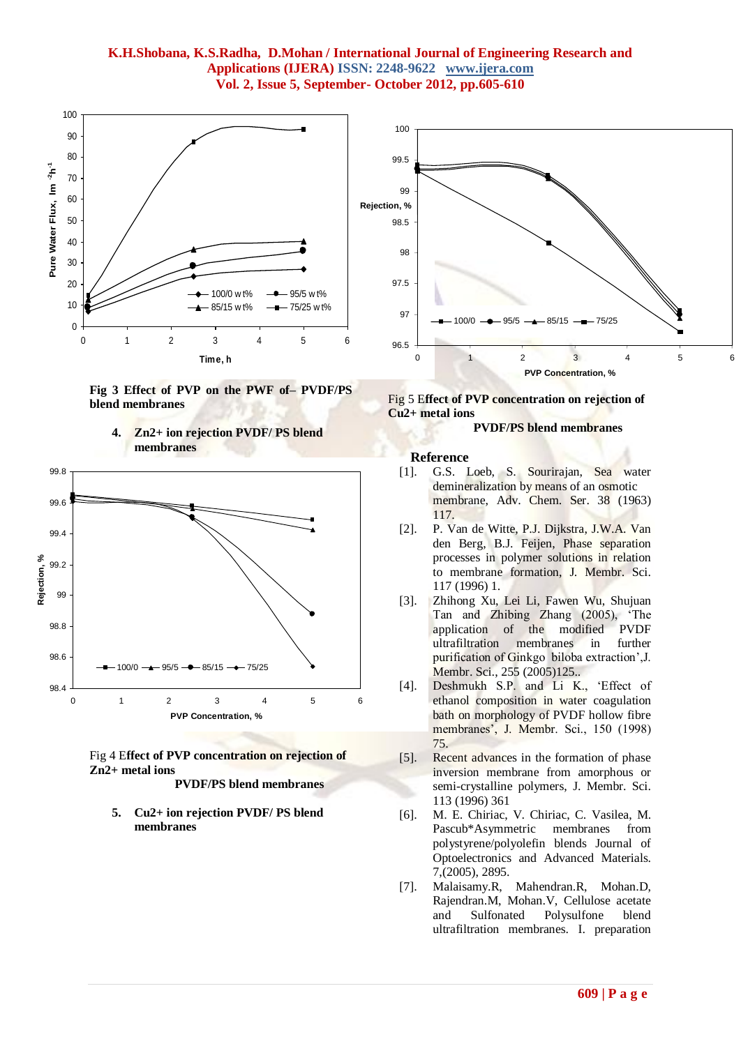**Fig 3 Effect of PVP on the PWF of– PVDF/PS blend membranes**

4. **Zn2+ ion rejection PVDF/ PS blend membranes**

Fig 4 **Effect of PVP concentration on rejection of Zn2+ metal ions**

**PVDF/PS blend membranes**

5. **Cu2+ ion rejection PVDF/ PS blend membranes**

Fig 5 **Effect of PVP concentration on rejection of Cu2+ metal ions**

**PVDF/PS blend membranes**

## Reference

[1]. G.S. Loeb, S. Sourirajan, Sea water demineralization by means of an osmotic membrane, Adv. Chem. Ser. 38 (1963) 117.

[2]. P. Van de Witte, P.J. Dijkstra, J.W.A. Van den Berg, B.J. Feijen, Phase separation processes in polymer solutions in relation to membrane formation, J. Membr. Sci. 117 (1996) 1.

[3]. Zhihong Xu, Lei Li, Fawen Wu, Shujuan Tan and Zhibing Zhang (2005), 'The application of the modified PVDF ultrafiltration membranes in further purification of Ginkgo biloba extraction',J. Membr. Sci., 255 (2005)125..

[4]. Deshmukh S.P. and Li K., 'Effect of ethanol composition in water coagulation bath on morphology of PVDF hollow fibre membranes', J. Membr. Sci., 150 (1998) 75.

[5]. Recent advances in the formation of phase inversion membrane from amorphous or semi-crystalline polymers, J. Membr. Sci. 113 (1996) 361

[6]. M. E. Chiriac, V. Chiriac, C. Vasilea, M. Pascub*Asymmetric membranes from polystyrene/polyolefin blends Journal of Optoelectronics and Advanced Materials. 7,(2005), 2895.

[7]. Malaisamy.R, Mahendran.R, Mohan.D, Rajendran.M, Mohan.V, Cellulose acetate and Sulfonated Polysulfone blend ultrafiltration membranes. I. preparation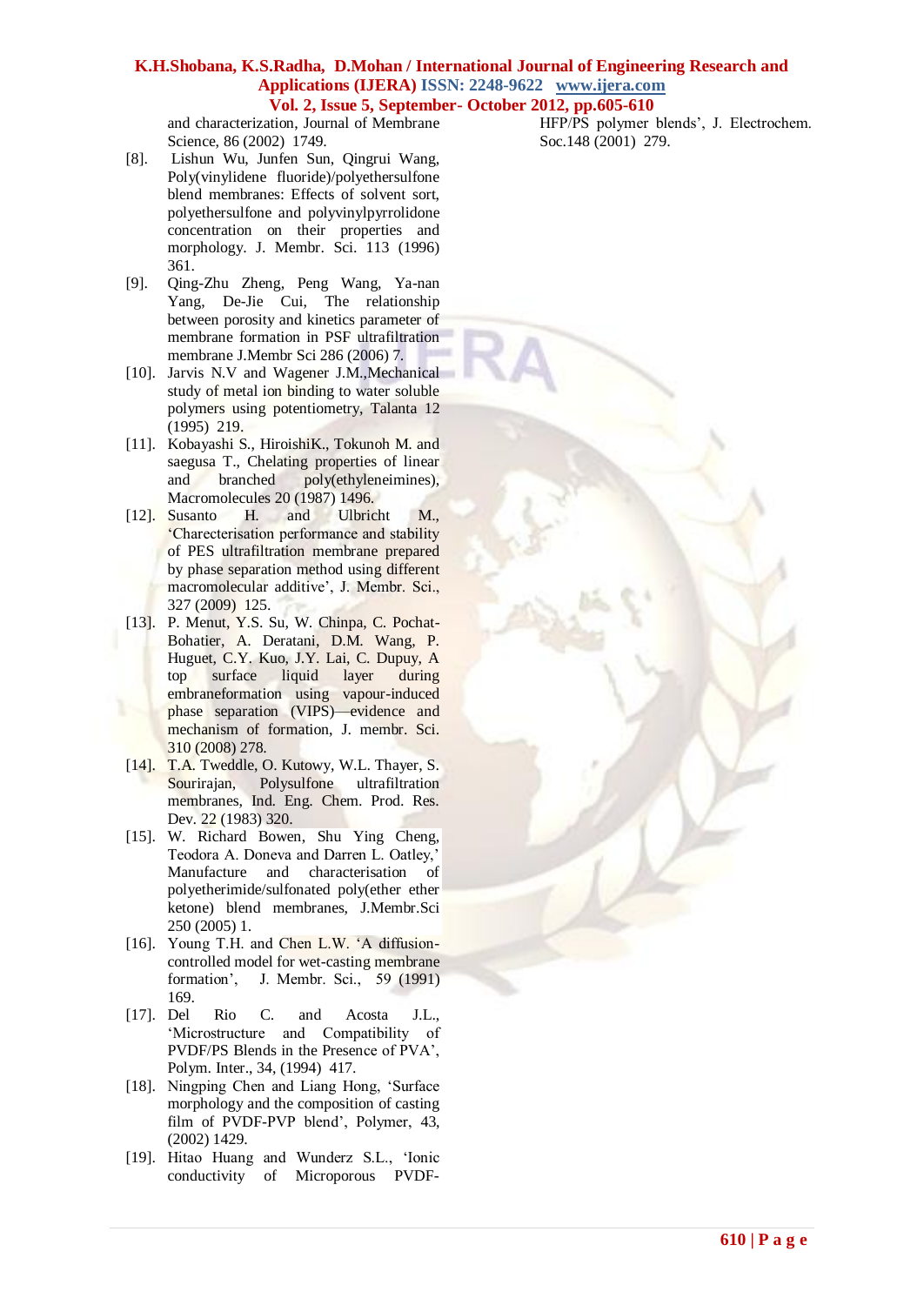and characterization, Journal of Membrane Science, 86 (2002) 1749.

[8]. Lishun Wu, Junfen Sun, Qingrui Wang, Poly(vinylidene fluoride)/polyethersulfone blend membranes: Effects of solvent sort, polyethersulfone and polyvinylpyrrolidone concentration on their properties and morphology. J. Membr. Sci. 113 (1996) 361.

[9]. Qing-Zhu Zheng, Peng Wang, Ya-nan Yang, De-Jie Cui, The relationship between porosity and kinetics parameter of membrane formation in PSF ultrafiltration membrane J.Membr Sci 286 (2006) 7.

[10]. Jarvis N.V and Wagener J.M.,Mechanical study of metal ion binding to water soluble polymers using potentiometry, Talanta 12 (1995) 219.

[11]. Kobayashi S., HiroishiK., Tokunoh M. and saegusa T., Chelating properties of linear and branched poly(ethyleneimines), Macromolecules 20 (1987) 1496.

[12]. Susanto H. and Ulbricht M., 'Charecterisation performance and stability of PES ultrafiltration membrane prepared by phase separation method using different macromolecular additive', J. Membr. Sci., 327 (2009) 125.

[13]. P. Menut, Y.S. Su, W. Chinpa, C. Pochat-Bohatier, A. Deratani, D.M. Wang, P. Huguet, C.Y. Kuo, J.Y. Lai, C. Dupuy, A top surface liquid layer during embraneformation using vapour-induced phase separation (VIPS)—evidence and mechanism of formation, J. membr. Sci. 310 (2008) 278.

[14]. T.A. Tweddle, O. Kutowy, W.L. Thayer, S. Sourirajan, Polysulfone ultrafiltration membranes, Ind. Eng. Chem. Prod. Res. Dev. 22 (1983) 320.

[15]. W. Richard Bowen, Shu Ying Cheng, Teodora A. Doneva and Darren L. Oatley,' Manufacture and characterisation of polyetherimide/sulfonated poly(ether ether ketone) blend membranes, J.Membr.Sci 250 (2005) 1.

[16]. Young T.H. and Chen L.W. 'A diffusion-controlled model for wet-casting membrane formation', J. Membr. Sci., 59 (1991) 169.

[17]. Del Rio C. and Acosta J.L., 'Microstructure and Compatibility of PVDF/PS Blends in the Presence of PVA', Polym. Inter., 34, (1994) 417.

[18]. Ningping Chen and Liang Hong, 'Surface morphology and the composition of casting film of PVDF-PVP blend', Polymer, 43, (2002) 1429.

[19]. Hitao Huang and Wunderz S.L., 'Ionic conductivity of Microporous PVDF-HFP/PS polymer blends', J. Electrochem. Soc.148 (2001) 279.